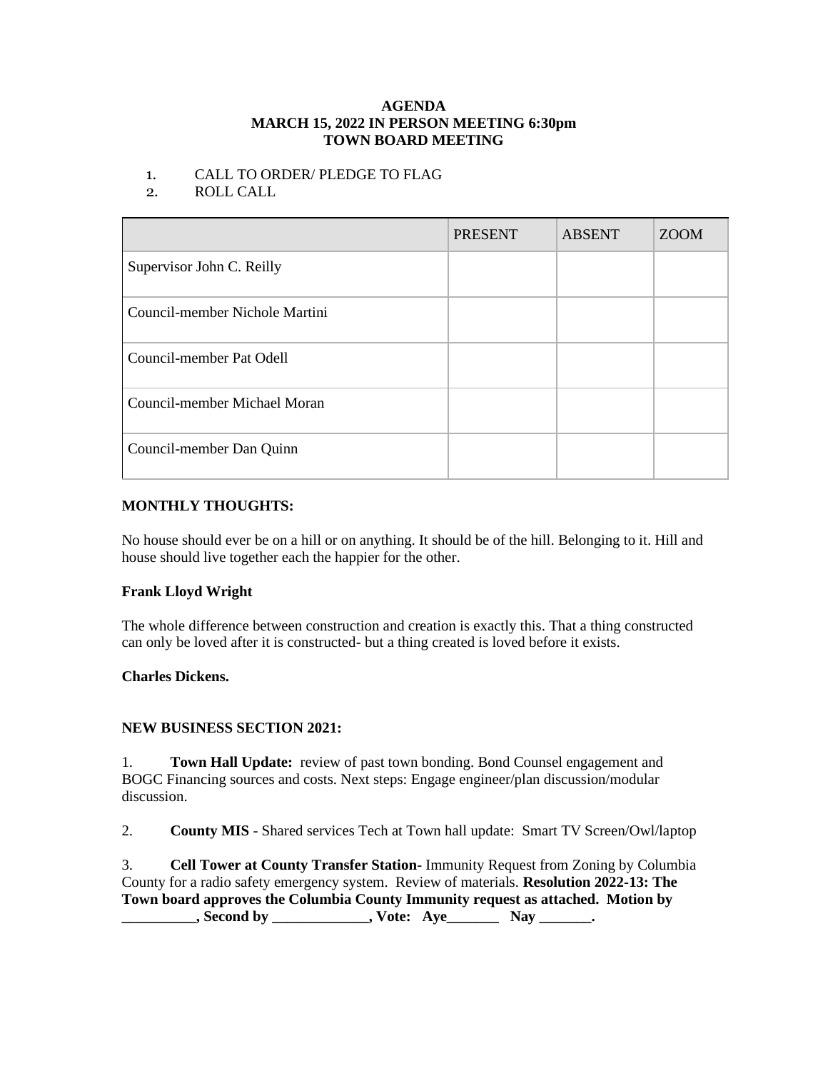**AGENDA**
**MARCH 15, 2022 IN PERSON MEETING 6:30pm**
**TOWN BOARD MEETING**

1. CALL TO ORDER/ PLEDGE TO FLAG
2. ROLL CALL

| | PRESENT | ABSENT | ZOOM |
|---|---|---|---|
| Supervisor John C. Reilly | | | |
| Council-member Nichole Martini | | | |
| Council-member Pat Odell | | | |
| Council-member Michael Moran | | | |
| Council-member Dan Quinn | | | |

**MONTHLY THOUGHTS:**

No house should ever be on a hill or on anything. It should be of the hill. Belonging to it. Hill and house should live together each the happier for the other.

**Frank Lloyd Wright**

The whole difference between construction and creation is exactly this. That a thing constructed can only be loved after it is constructed- but a thing created is loved before it exists.

**Charles Dickens.**

**NEW BUSINESS SECTION 2021:**

1. **Town Hall Update:** review of past town bonding. Bond Counsel engagement and BOGC Financing sources and costs. Next steps: Engage engineer/plan discussion/modular discussion.

2. **County MIS** - Shared services Tech at Town hall update: Smart TV Screen/Owl/laptop

3. **Cell Tower at County Transfer Station**- Immunity Request from Zoning by Columbia County for a radio safety emergency system. Review of materials. **Resolution 2022-13: The Town board approves the Columbia County Immunity request as attached. Motion by __________, Second by _____________, Vote: Aye_______ Nay _______.**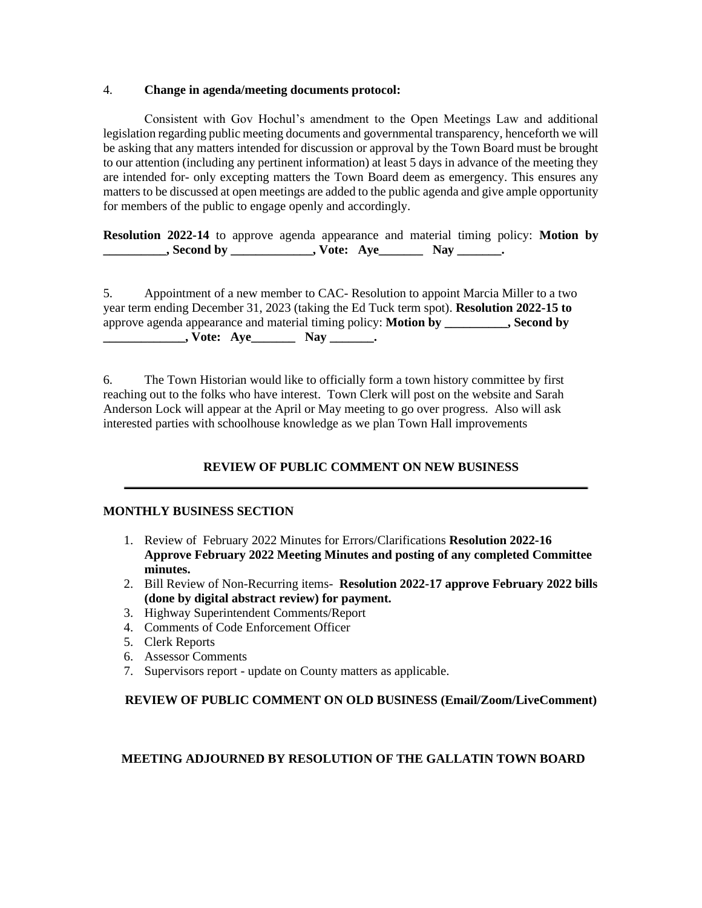4. **Change in agenda/meeting documents protocol:**

Consistent with Gov Hochul's amendment to the Open Meetings Law and additional legislation regarding public meeting documents and governmental transparency, henceforth we will be asking that any matters intended for discussion or approval by the Town Board must be brought to our attention (including any pertinent information) at least 5 days in advance of the meeting they are intended for- only excepting matters the Town Board deem as emergency. This ensures any matters to be discussed at open meetings are added to the public agenda and give ample opportunity for members of the public to engage openly and accordingly.

**Resolution 2022-14** to approve agenda appearance and material timing policy: **Motion by __________, Second by _____________, Vote: Aye_______ Nay _______.**

5. Appointment of a new member to CAC- Resolution to appoint Marcia Miller to a two year term ending December 31, 2023 (taking the Ed Tuck term spot). **Resolution 2022-15 to** approve agenda appearance and material timing policy: **Motion by __________, Second by _____________, Vote: Aye_______ Nay _______.**

6. The Town Historian would like to officially form a town history committee by first reaching out to the folks who have interest. Town Clerk will post on the website and Sarah Anderson Lock will appear at the April or May meeting to go over progress. Also will ask interested parties with schoolhouse knowledge as we plan Town Hall improvements

**REVIEW OF PUBLIC COMMENT ON NEW BUSINESS**

---

**MONTHLY BUSINESS SECTION**

1. Review of February 2022 Minutes for Errors/Clarifications **Resolution 2022-16 Approve February 2022 Meeting Minutes and posting of any completed Committee minutes.**
2. Bill Review of Non-Recurring items- **Resolution 2022-17 approve February 2022 bills (done by digital abstract review) for payment.**
3. Highway Superintendent Comments/Report
4. Comments of Code Enforcement Officer
5. Clerk Reports
6. Assessor Comments
7. Supervisors report - update on County matters as applicable.

**REVIEW OF PUBLIC COMMENT ON OLD BUSINESS (Email/Zoom/LiveComment)**

**MEETING ADJOURNED BY RESOLUTION OF THE GALLATIN TOWN BOARD**